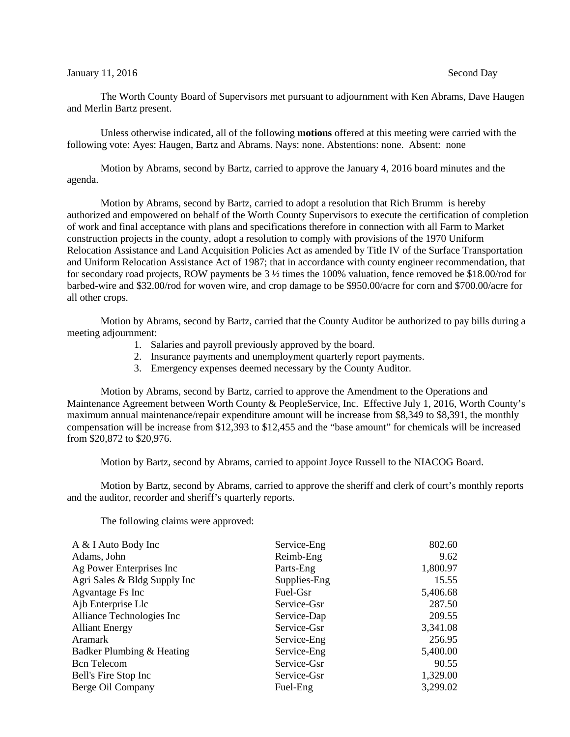January 11, 2016 Second Day

The Worth County Board of Supervisors met pursuant to adjournment with Ken Abrams, Dave Haugen and Merlin Bartz present.

Unless otherwise indicated, all of the following **motions** offered at this meeting were carried with the following vote: Ayes: Haugen, Bartz and Abrams. Nays: none. Abstentions: none. Absent: none

Motion by Abrams, second by Bartz, carried to approve the January 4, 2016 board minutes and the agenda.

Motion by Abrams, second by Bartz, carried to adopt a resolution that Rich Brumm is hereby authorized and empowered on behalf of the Worth County Supervisors to execute the certification of completion of work and final acceptance with plans and specifications therefore in connection with all Farm to Market construction projects in the county, adopt a resolution to comply with provisions of the 1970 Uniform Relocation Assistance and Land Acquisition Policies Act as amended by Title IV of the Surface Transportation and Uniform Relocation Assistance Act of 1987; that in accordance with county engineer recommendation, that for secondary road projects, ROW payments be 3 ½ times the 100% valuation, fence removed be $18.00/rod for barbed-wire and $32.00/rod for woven wire, and crop damage to be $950.00/acre for corn and $700.00/acre for all other crops.

Motion by Abrams, second by Bartz, carried that the County Auditor be authorized to pay bills during a meeting adjournment:

1. Salaries and payroll previously approved by the board.
2. Insurance payments and unemployment quarterly report payments.
3. Emergency expenses deemed necessary by the County Auditor.

Motion by Abrams, second by Bartz, carried to approve the Amendment to the Operations and Maintenance Agreement between Worth County & PeopleService, Inc. Effective July 1, 2016, Worth County's maximum annual maintenance/repair expenditure amount will be increase from $8,349 to $8,391, the monthly compensation will be increase from $12,393 to $12,455 and the "base amount" for chemicals will be increased from $20,872 to $20,976.

Motion by Bartz, second by Abrams, carried to appoint Joyce Russell to the NIACOG Board.

Motion by Bartz, second by Abrams, carried to approve the sheriff and clerk of court's monthly reports and the auditor, recorder and sheriff's quarterly reports.

The following claims were approved:

| | | |
|---|---|---|
| A & I Auto Body Inc | Service-Eng | 802.60 |
| Adams, John | Reimb-Eng | 9.62 |
| Ag Power Enterprises Inc | Parts-Eng | 1,800.97 |
| Agri Sales & Bldg Supply Inc | Supplies-Eng | 15.55 |
| Agvantage Fs Inc | Fuel-Gsr | 5,406.68 |
| Ajb Enterprise Llc | Service-Gsr | 287.50 |
| Alliance Technologies Inc | Service-Dap | 209.55 |
| Alliant Energy | Service-Gsr | 3,341.08 |
| Aramark | Service-Eng | 256.95 |
| Badker Plumbing & Heating | Service-Eng | 5,400.00 |
| Bcn Telecom | Service-Gsr | 90.55 |
| Bell's Fire Stop Inc | Service-Gsr | 1,329.00 |
| Berge Oil Company | Fuel-Eng | 3,299.02 |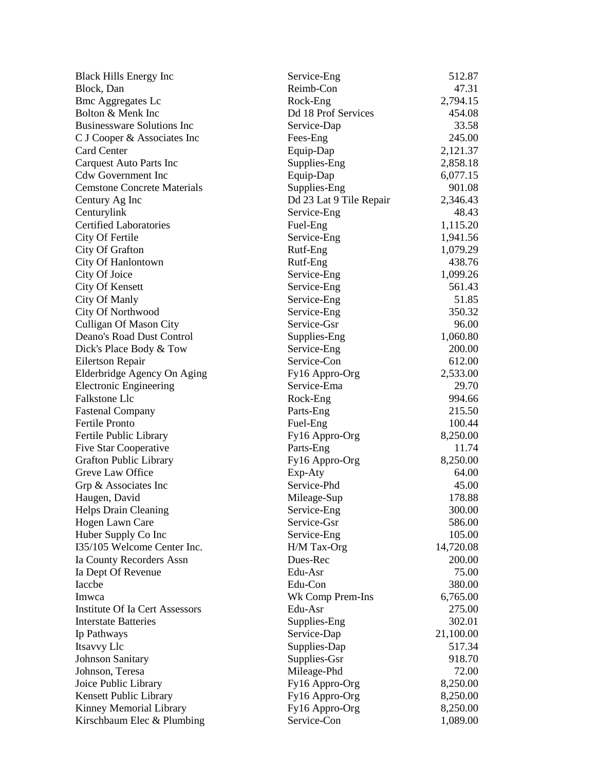| | | |
|---|---|---|
| Black Hills Energy Inc | Service-Eng | 512.87 |
| Block, Dan | Reimb-Con | 47.31 |
| Bmc Aggregates Lc | Rock-Eng | 2,794.15 |
| Bolton & Menk Inc | Dd 18 Prof Services | 454.08 |
| Businessware Solutions Inc | Service-Dap | 33.58 |
| C J Cooper & Associates Inc | Fees-Eng | 245.00 |
| Card Center | Equip-Dap | 2,121.37 |
| Carquest Auto Parts Inc | Supplies-Eng | 2,858.18 |
| Cdw Government Inc | Equip-Dap | 6,077.15 |
| Cemstone Concrete Materials | Supplies-Eng | 901.08 |
| Century Ag Inc | Dd 23 Lat 9 Tile Repair | 2,346.43 |
| Centurylink | Service-Eng | 48.43 |
| Certified Laboratories | Fuel-Eng | 1,115.20 |
| City Of Fertile | Service-Eng | 1,941.56 |
| City Of Grafton | Rutf-Eng | 1,079.29 |
| City Of Hanlontown | Rutf-Eng | 438.76 |
| City Of Joice | Service-Eng | 1,099.26 |
| City Of Kensett | Service-Eng | 561.43 |
| City Of Manly | Service-Eng | 51.85 |
| City Of Northwood | Service-Eng | 350.32 |
| Culligan Of Mason City | Service-Gsr | 96.00 |
| Deano's Road Dust Control | Supplies-Eng | 1,060.80 |
| Dick's Place Body & Tow | Service-Eng | 200.00 |
| Eilertson Repair | Service-Con | 612.00 |
| Elderbridge Agency On Aging | Fy16 Appro-Org | 2,533.00 |
| Electronic Engineering | Service-Ema | 29.70 |
| Falkstone Llc | Rock-Eng | 994.66 |
| Fastenal Company | Parts-Eng | 215.50 |
| Fertile Pronto | Fuel-Eng | 100.44 |
| Fertile Public Library | Fy16 Appro-Org | 8,250.00 |
| Five Star Cooperative | Parts-Eng | 11.74 |
| Grafton Public Library | Fy16 Appro-Org | 8,250.00 |
| Greve Law Office | Exp-Aty | 64.00 |
| Grp & Associates Inc | Service-Phd | 45.00 |
| Haugen, David | Mileage-Sup | 178.88 |
| Helps Drain Cleaning | Service-Eng | 300.00 |
| Hogen Lawn Care | Service-Gsr | 586.00 |
| Huber Supply Co Inc | Service-Eng | 105.00 |
| I35/105 Welcome Center Inc. | H/M Tax-Org | 14,720.08 |
| Ia County Recorders Assn | Dues-Rec | 200.00 |
| Ia Dept Of Revenue | Edu-Asr | 75.00 |
| Iaccbe | Edu-Con | 380.00 |
| Imwca | Wk Comp Prem-Ins | 6,765.00 |
| Institute Of Ia Cert Assessors | Edu-Asr | 275.00 |
| Interstate Batteries | Supplies-Eng | 302.01 |
| Ip Pathways | Service-Dap | 21,100.00 |
| Itsavvy Llc | Supplies-Dap | 517.34 |
| Johnson Sanitary | Supplies-Gsr | 918.70 |
| Johnson, Teresa | Mileage-Phd | 72.00 |
| Joice Public Library | Fy16 Appro-Org | 8,250.00 |
| Kensett Public Library | Fy16 Appro-Org | 8,250.00 |
| Kinney Memorial Library | Fy16 Appro-Org | 8,250.00 |
| Kirschbaum Elec & Plumbing | Service-Con | 1,089.00 |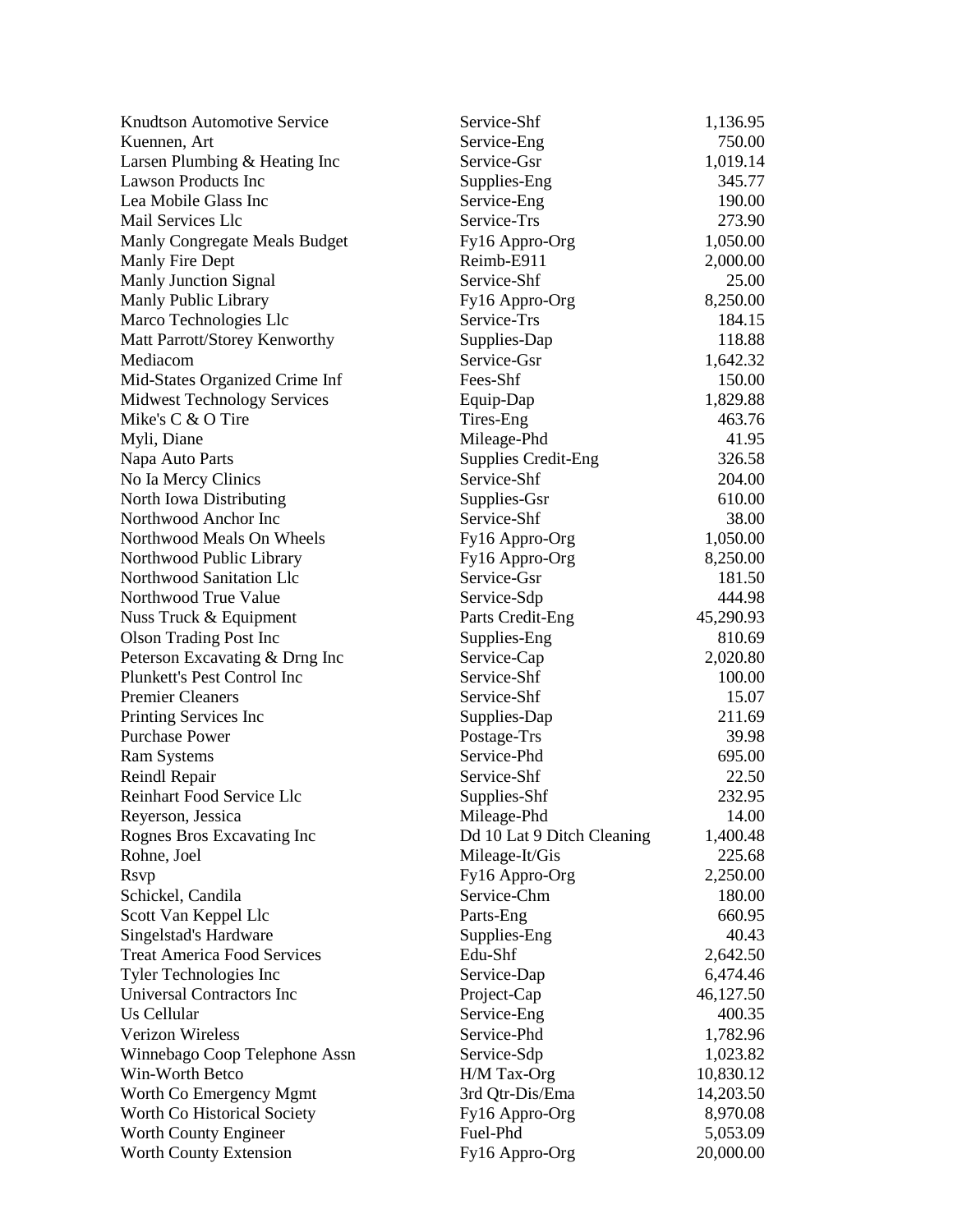| | | |
|---|---|---|
| Knudtson Automotive Service | Service-Shf | 1,136.95 |
| Kuennen, Art | Service-Eng | 750.00 |
| Larsen Plumbing & Heating Inc | Service-Gsr | 1,019.14 |
| Lawson Products Inc | Supplies-Eng | 345.77 |
| Lea Mobile Glass Inc | Service-Eng | 190.00 |
| Mail Services Llc | Service-Trs | 273.90 |
| Manly Congregate Meals Budget | Fy16 Appro-Org | 1,050.00 |
| Manly Fire Dept | Reimb-E911 | 2,000.00 |
| Manly Junction Signal | Service-Shf | 25.00 |
| Manly Public Library | Fy16 Appro-Org | 8,250.00 |
| Marco Technologies Llc | Service-Trs | 184.15 |
| Matt Parrott/Storey Kenworthy | Supplies-Dap | 118.88 |
| Mediacom | Service-Gsr | 1,642.32 |
| Mid-States Organized Crime Inf | Fees-Shf | 150.00 |
| Midwest Technology Services | Equip-Dap | 1,829.88 |
| Mike's C & O Tire | Tires-Eng | 463.76 |
| Myli, Diane | Mileage-Phd | 41.95 |
| Napa Auto Parts | Supplies Credit-Eng | 326.58 |
| No Ia Mercy Clinics | Service-Shf | 204.00 |
| North Iowa Distributing | Supplies-Gsr | 610.00 |
| Northwood Anchor Inc | Service-Shf | 38.00 |
| Northwood Meals On Wheels | Fy16 Appro-Org | 1,050.00 |
| Northwood Public Library | Fy16 Appro-Org | 8,250.00 |
| Northwood Sanitation Llc | Service-Gsr | 181.50 |
| Northwood True Value | Service-Sdp | 444.98 |
| Nuss Truck & Equipment | Parts Credit-Eng | 45,290.93 |
| Olson Trading Post Inc | Supplies-Eng | 810.69 |
| Peterson Excavating & Drng Inc | Service-Cap | 2,020.80 |
| Plunkett's Pest Control Inc | Service-Shf | 100.00 |
| Premier Cleaners | Service-Shf | 15.07 |
| Printing Services Inc | Supplies-Dap | 211.69 |
| Purchase Power | Postage-Trs | 39.98 |
| Ram Systems | Service-Phd | 695.00 |
| Reindl Repair | Service-Shf | 22.50 |
| Reinhart Food Service Llc | Supplies-Shf | 232.95 |
| Reyerson, Jessica | Mileage-Phd | 14.00 |
| Rognes Bros Excavating Inc | Dd 10 Lat 9 Ditch Cleaning | 1,400.48 |
| Rohne, Joel | Mileage-It/Gis | 225.68 |
| Rsvp | Fy16 Appro-Org | 2,250.00 |
| Schickel, Candila | Service-Chm | 180.00 |
| Scott Van Keppel Llc | Parts-Eng | 660.95 |
| Singelstad's Hardware | Supplies-Eng | 40.43 |
| Treat America Food Services | Edu-Shf | 2,642.50 |
| Tyler Technologies Inc | Service-Dap | 6,474.46 |
| Universal Contractors Inc | Project-Cap | 46,127.50 |
| Us Cellular | Service-Eng | 400.35 |
| Verizon Wireless | Service-Phd | 1,782.96 |
| Winnebago Coop Telephone Assn | Service-Sdp | 1,023.82 |
| Win-Worth Betco | H/M Tax-Org | 10,830.12 |
| Worth Co Emergency Mgmt | 3rd Qtr-Dis/Ema | 14,203.50 |
| Worth Co Historical Society | Fy16 Appro-Org | 8,970.08 |
| Worth County Engineer | Fuel-Phd | 5,053.09 |
| Worth County Extension | Fy16 Appro-Org | 20,000.00 |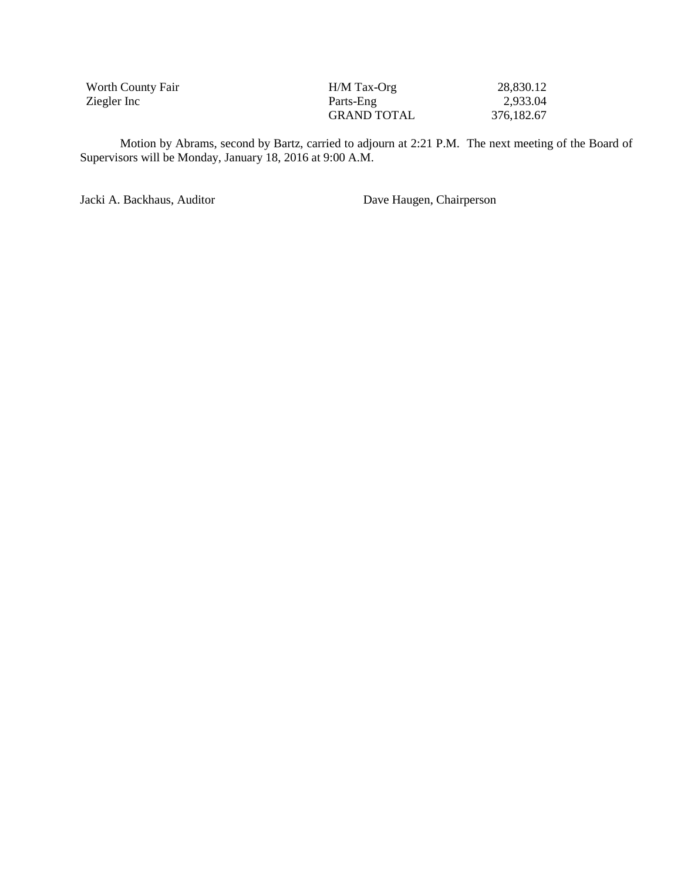| | | |
|---|---|---|
| Worth County Fair | H/M Tax-Org | 28,830.12 |
| Ziegler Inc | Parts-Eng | 2,933.04 |
| | GRAND TOTAL | 376,182.67 |

Motion by Abrams, second by Bartz, carried to adjourn at 2:21 P.M. The next meeting of the Board of Supervisors will be Monday, January 18, 2016 at 9:00 A.M.

Jacki A. Backhaus, Auditor Dave Haugen, Chairperson